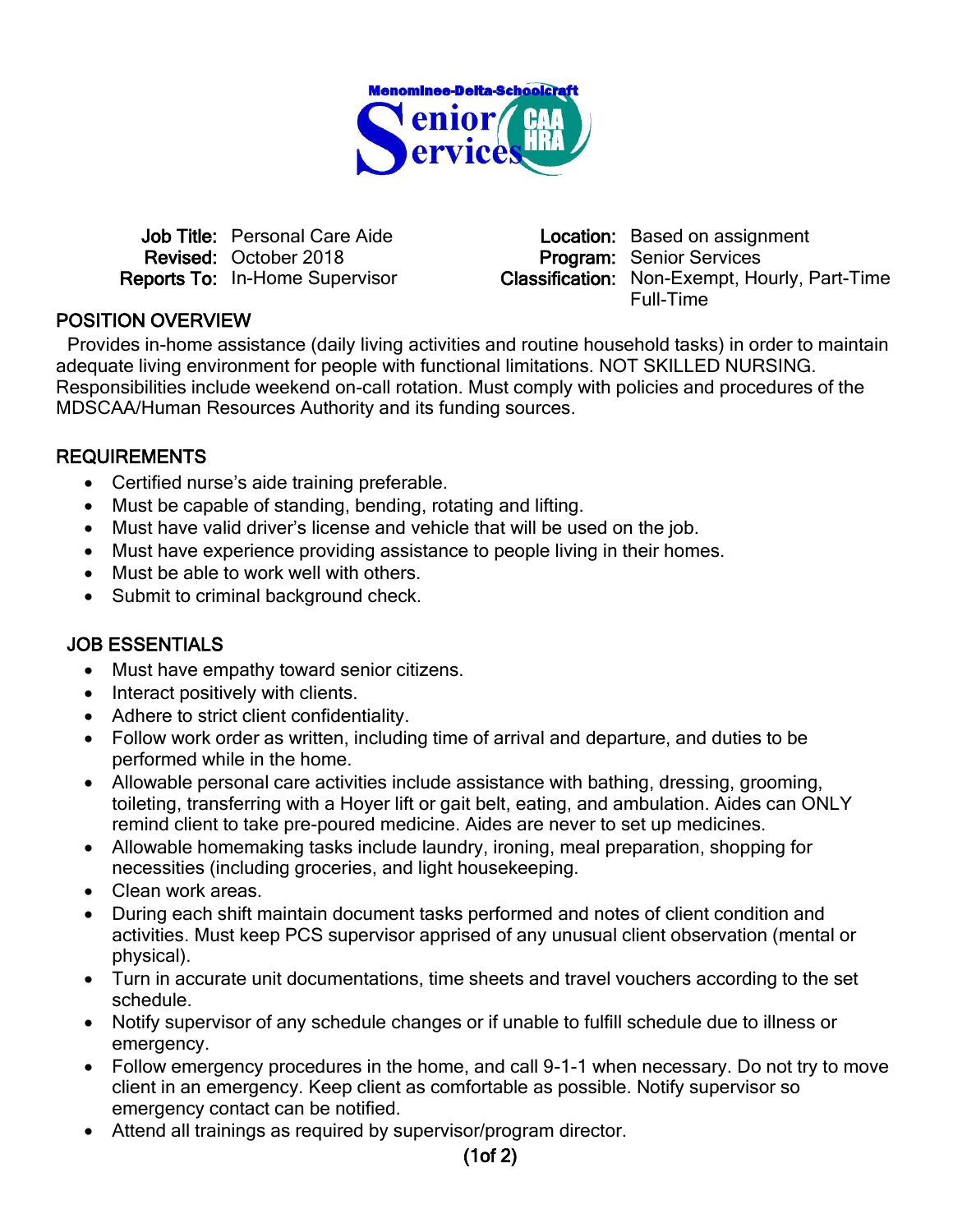Menominee-Delta-Schoolcraft Senior Services CAA HRA

**Job Title:** Personal Care Aide
**Revised:** October 2018
**Reports To:** In-Home Supervisor

**Location:** Based on assignment
**Program:** Senior Services
**Classification:** Non-Exempt, Hourly, Part-Time Full-Time

## POSITION OVERVIEW

Provides in-home assistance (daily living activities and routine household tasks) in order to maintain adequate living environment for people with functional limitations. NOT SKILLED NURSING. Responsibilities include weekend on-call rotation. Must comply with policies and procedures of the MDSCAA/Human Resources Authority and its funding sources.

## REQUIREMENTS

- Certified nurse's aide training preferable.
- Must be capable of standing, bending, rotating and lifting.
- Must have valid driver's license and vehicle that will be used on the job.
- Must have experience providing assistance to people living in their homes.
- Must be able to work well with others.
- Submit to criminal background check.

## JOB ESSENTIALS

- Must have empathy toward senior citizens.
- Interact positively with clients.
- Adhere to strict client confidentiality.
- Follow work order as written, including time of arrival and departure, and duties to be performed while in the home.
- Allowable personal care activities include assistance with bathing, dressing, grooming, toileting, transferring with a Hoyer lift or gait belt, eating, and ambulation. Aides can ONLY remind client to take pre-poured medicine. Aides are never to set up medicines.
- Allowable homemaking tasks include laundry, ironing, meal preparation, shopping for necessities (including groceries, and light housekeeping.
- Clean work areas.
- During each shift maintain document tasks performed and notes of client condition and activities. Must keep PCS supervisor apprised of any unusual client observation (mental or physical).
- Turn in accurate unit documentations, time sheets and travel vouchers according to the set schedule.
- Notify supervisor of any schedule changes or if unable to fulfill schedule due to illness or emergency.
- Follow emergency procedures in the home, and call 9-1-1 when necessary. Do not try to move client in an emergency. Keep client as comfortable as possible. Notify supervisor so emergency contact can be notified.
- Attend all trainings as required by supervisor/program director.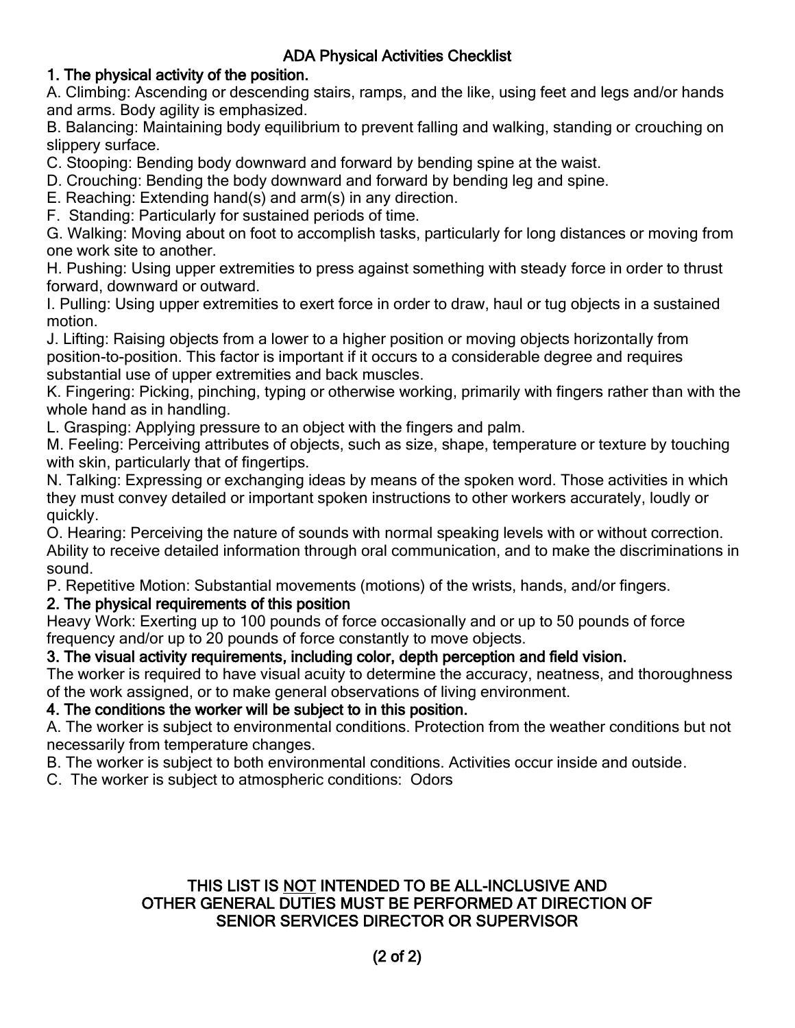# ADA Physical Activities Checklist

## 1. The physical activity of the position.

A. Climbing: Ascending or descending stairs, ramps, and the like, using feet and legs and/or hands and arms. Body agility is emphasized.

B. Balancing: Maintaining body equilibrium to prevent falling and walking, standing or crouching on slippery surface.

C. Stooping: Bending body downward and forward by bending spine at the waist.

D. Crouching: Bending the body downward and forward by bending leg and spine.

E. Reaching: Extending hand(s) and arm(s) in any direction.

F. Standing: Particularly for sustained periods of time.

G. Walking: Moving about on foot to accomplish tasks, particularly for long distances or moving from one work site to another.

H. Pushing: Using upper extremities to press against something with steady force in order to thrust forward, downward or outward.

I. Pulling: Using upper extremities to exert force in order to draw, haul or tug objects in a sustained motion.

J. Lifting: Raising objects from a lower to a higher position or moving objects horizontally from position-to-position. This factor is important if it occurs to a considerable degree and requires substantial use of upper extremities and back muscles.

K. Fingering: Picking, pinching, typing or otherwise working, primarily with fingers rather than with the whole hand as in handling.

L. Grasping: Applying pressure to an object with the fingers and palm.

M. Feeling: Perceiving attributes of objects, such as size, shape, temperature or texture by touching with skin, particularly that of fingertips.

N. Talking: Expressing or exchanging ideas by means of the spoken word. Those activities in which they must convey detailed or important spoken instructions to other workers accurately, loudly or quickly.

O. Hearing: Perceiving the nature of sounds with normal speaking levels with or without correction. Ability to receive detailed information through oral communication, and to make the discriminations in sound.

P. Repetitive Motion: Substantial movements (motions) of the wrists, hands, and/or fingers.

## 2. The physical requirements of this position

Heavy Work: Exerting up to 100 pounds of force occasionally and or up to 50 pounds of force frequency and/or up to 20 pounds of force constantly to move objects.

## 3. The visual activity requirements, including color, depth perception and field vision.

The worker is required to have visual acuity to determine the accuracy, neatness, and thoroughness of the work assigned, or to make general observations of living environment.

## 4. The conditions the worker will be subject to in this position.

A. The worker is subject to environmental conditions. Protection from the weather conditions but not necessarily from temperature changes.

B. The worker is subject to both environmental conditions. Activities occur inside and outside.

C. The worker is subject to atmospheric conditions: Odors

**THIS LIST IS NOT INTENDED TO BE ALL-INCLUSIVE AND OTHER GENERAL DUTIES MUST BE PERFORMED AT DIRECTION OF SENIOR SERVICES DIRECTOR OR SUPERVISOR**